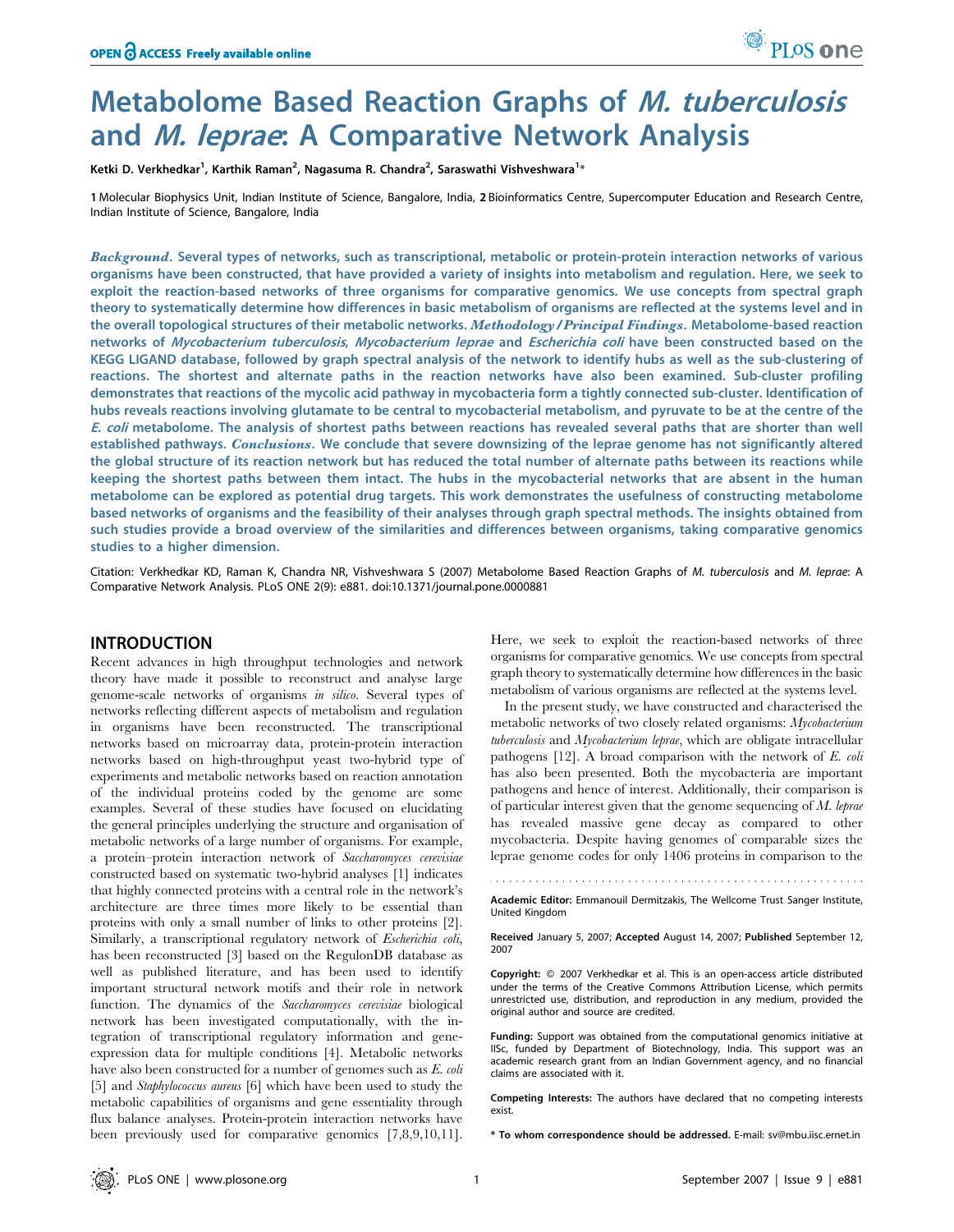# Metabolome Based Reaction Graphs of *M. tuberculosis* and *M. leprae*: A Comparative Network Analysis

Ketki D. Verkhedkar[1], Karthik Raman[2], Nagasuma R. Chandra[2], Saraswathi Vishveshwara[1]*

1 Molecular Biophysics Unit, Indian Institute of Science, Bangalore, India, 2 Bioinformatics Centre, Supercomputer Education and Research Centre, Indian Institute of Science, Bangalore, India

***Background.*** Several types of networks, such as transcriptional, metabolic or protein-protein interaction networks of various organisms have been constructed, that have provided a variety of insights into metabolism and regulation. Here, we seek to exploit the reaction-based networks of three organisms for comparative genomics. We use concepts from spectral graph theory to systematically determine how differences in basic metabolism of organisms are reflected at the systems level and in the overall topological structures of their metabolic networks. ***Methodology/Principal Findings.*** Metabolome-based reaction networks of *Mycobacterium tuberculosis*, *Mycobacterium leprae* and *Escherichia coli* have been constructed based on the KEGG LIGAND database, followed by graph spectral analysis of the network to identify hubs as well as the sub-clustering of reactions. The shortest and alternate paths in the reaction networks have also been examined. Sub-cluster profiling demonstrates that reactions of the mycolic acid pathway in mycobacteria form a tightly connected sub-cluster. Identification of hubs reveals reactions involving glutamate to be central to mycobacterial metabolism, and pyruvate to be at the centre of the *E. coli* metabolome. The analysis of shortest paths between reactions has revealed several paths that are shorter than well established pathways. ***Conclusions.*** We conclude that severe downsizing of the leprae genome has not significantly altered the global structure of its reaction network but has reduced the total number of alternate paths between its reactions while keeping the shortest paths between them intact. The hubs in the mycobacterial networks that are absent in the human metabolome can be explored as potential drug targets. This work demonstrates the usefulness of constructing metabolome based networks of organisms and the feasibility of their analyses through graph spectral methods. The insights obtained from such studies provide a broad overview of the similarities and differences between organisms, taking comparative genomics studies to a higher dimension.

Citation: Verkhedkar KD, Raman K, Chandra NR, Vishveshwara S (2007) Metabolome Based Reaction Graphs of M. tuberculosis and M. leprae: A Comparative Network Analysis. PLoS ONE 2(9): e881. doi:10.1371/journal.pone.0000881

## INTRODUCTION

Recent advances in high throughput technologies and network theory have made it possible to reconstruct and analyse large genome-scale networks of organisms *in silico*. Several types of networks reflecting different aspects of metabolism and regulation in organisms have been reconstructed. The transcriptional networks based on microarray data, protein-protein interaction networks based on high-throughput yeast two-hybrid type of experiments and metabolic networks based on reaction annotation of the individual proteins coded by the genome are some examples. Several of these studies have focused on elucidating the general principles underlying the structure and organisation of metabolic networks of a large number of organisms. For example, a protein–protein interaction network of *Saccharomyces cerevisiae* constructed based on systematic two-hybrid analyses [1] indicates that highly connected proteins with a central role in the network's architecture are three times more likely to be essential than proteins with only a small number of links to other proteins [2]. Similarly, a transcriptional regulatory network of *Escherichia coli*, has been reconstructed [3] based on the RegulonDB database as well as published literature, and has been used to identify important structural network motifs and their role in network function. The dynamics of the *Saccharomyces cerevisiae* biological network has been investigated computationally, with the integration of transcriptional regulatory information and gene-expression data for multiple conditions [4]. Metabolic networks have also been constructed for a number of genomes such as *E. coli* [5] and *Staphylococcus aureus* [6] which have been used to study the metabolic capabilities of organisms and gene essentiality through flux balance analyses. Protein-protein interaction networks have been previously used for comparative genomics [7,8,9,10,11].

Here, we seek to exploit the reaction-based networks of three organisms for comparative genomics. We use concepts from spectral graph theory to systematically determine how differences in the basic metabolism of various organisms are reflected at the systems level.

In the present study, we have constructed and characterised the metabolic networks of two closely related organisms: *Mycobacterium tuberculosis* and *Mycobacterium leprae*, which are obligate intracellular pathogens [12]. A broad comparison with the network of *E. coli* has also been presented. Both the mycobacteria are important pathogens and hence of interest. Additionally, their comparison is of particular interest given that the genome sequencing of *M. leprae* has revealed massive gene decay as compared to other mycobacteria. Despite having genomes of comparable sizes the leprae genome codes for only 1406 proteins in comparison to the

Academic Editor: Emmanouil Dermitzakis, The Wellcome Trust Sanger Institute, United Kingdom

Received January 5, 2007; Accepted August 14, 2007; Published September 12, 2007

Copyright: © 2007 Verkhedkar et al. This is an open-access article distributed under the terms of the Creative Commons Attribution License, which permits unrestricted use, distribution, and reproduction in any medium, provided the original author and source are credited.

Funding: Support was obtained from the computational genomics initiative at IISc, funded by Department of Biotechnology, India. This support was an academic research grant from an Indian Government agency, and no financial claims are associated with it.

Competing Interests: The authors have declared that no competing interests exist.

\* To whom correspondence should be addressed. E-mail: sv@mbu.iisc.ernet.in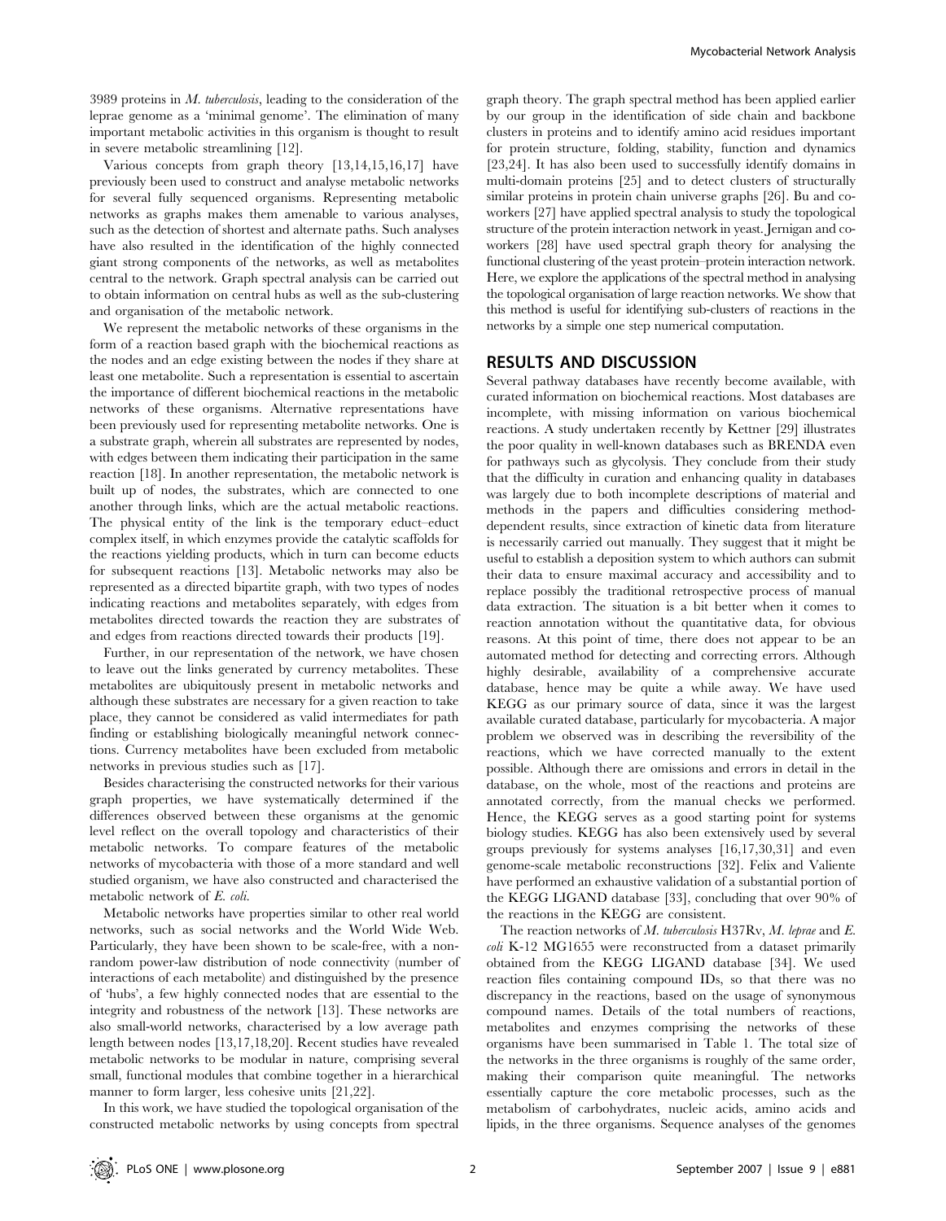3989 proteins in *M. tuberculosis*, leading to the consideration of the leprae genome as a 'minimal genome'. The elimination of many important metabolic activities in this organism is thought to result in severe metabolic streamlining [12].

Various concepts from graph theory [13,14,15,16,17] have previously been used to construct and analyse metabolic networks for several fully sequenced organisms. Representing metabolic networks as graphs makes them amenable to various analyses, such as the detection of shortest and alternate paths. Such analyses have also resulted in the identification of the highly connected giant strong components of the networks, as well as metabolites central to the network. Graph spectral analysis can be carried out to obtain information on central hubs as well as the sub-clustering and organisation of the metabolic network.

We represent the metabolic networks of these organisms in the form of a reaction based graph with the biochemical reactions as the nodes and an edge existing between the nodes if they share at least one metabolite. Such a representation is essential to ascertain the importance of different biochemical reactions in the metabolic networks of these organisms. Alternative representations have been previously used for representing metabolite networks. One is a substrate graph, wherein all substrates are represented by nodes, with edges between them indicating their participation in the same reaction [18]. In another representation, the metabolic network is built up of nodes, the substrates, which are connected to one another through links, which are the actual metabolic reactions. The physical entity of the link is the temporary educt–educt complex itself, in which enzymes provide the catalytic scaffolds for the reactions yielding products, which in turn can become educts for subsequent reactions [13]. Metabolic networks may also be represented as a directed bipartite graph, with two types of nodes indicating reactions and metabolites separately, with edges from metabolites directed towards the reaction they are substrates of and edges from reactions directed towards their products [19].

Further, in our representation of the network, we have chosen to leave out the links generated by currency metabolites. These metabolites are ubiquitously present in metabolic networks and although these substrates are necessary for a given reaction to take place, they cannot be considered as valid intermediates for path finding or establishing biologically meaningful network connections. Currency metabolites have been excluded from metabolic networks in previous studies such as [17].

Besides characterising the constructed networks for their various graph properties, we have systematically determined if the differences observed between these organisms at the genomic level reflect on the overall topology and characteristics of their metabolic networks. To compare features of the metabolic networks of mycobacteria with those of a more standard and well studied organism, we have also constructed and characterised the metabolic network of *E. coli*.

Metabolic networks have properties similar to other real world networks, such as social networks and the World Wide Web. Particularly, they have been shown to be scale-free, with a non-random power-law distribution of node connectivity (number of interactions of each metabolite) and distinguished by the presence of 'hubs', a few highly connected nodes that are essential to the integrity and robustness of the network [13]. These networks are also small-world networks, characterised by a low average path length between nodes [13,17,18,20]. Recent studies have revealed metabolic networks to be modular in nature, comprising several small, functional modules that combine together in a hierarchical manner to form larger, less cohesive units [21,22].

In this work, we have studied the topological organisation of the constructed metabolic networks by using concepts from spectral graph theory. The graph spectral method has been applied earlier by our group in the identification of side chain and backbone clusters in proteins and to identify amino acid residues important for protein structure, folding, stability, function and dynamics [23,24]. It has also been used to successfully identify domains in multi-domain proteins [25] and to detect clusters of structurally similar proteins in protein chain universe graphs [26]. Bu and co-workers [27] have applied spectral analysis to study the topological structure of the protein interaction network in yeast. Jernigan and co-workers [28] have used spectral graph theory for analysing the functional clustering of the yeast protein–protein interaction network. Here, we explore the applications of the spectral method in analysing the topological organisation of large reaction networks. We show that this method is useful for identifying sub-clusters of reactions in the networks by a simple one step numerical computation.

## RESULTS AND DISCUSSION

Several pathway databases have recently become available, with curated information on biochemical reactions. Most databases are incomplete, with missing information on various biochemical reactions. A study undertaken recently by Kettner [29] illustrates the poor quality in well-known databases such as BRENDA even for pathways such as glycolysis. They conclude from their study that the difficulty in curation and enhancing quality in databases was largely due to both incomplete descriptions of material and methods in the papers and difficulties considering method-dependent results, since extraction of kinetic data from literature is necessarily carried out manually. They suggest that it might be useful to establish a deposition system to which authors can submit their data to ensure maximal accuracy and accessibility and to replace possibly the traditional retrospective process of manual data extraction. The situation is a bit better when it comes to reaction annotation without the quantitative data, for obvious reasons. At this point of time, there does not appear to be an automated method for detecting and correcting errors. Although highly desirable, availability of a comprehensive accurate database, hence may be quite a while away. We have used KEGG as our primary source of data, since it was the largest available curated database, particularly for mycobacteria. A major problem we observed was in describing the reversibility of the reactions, which we have corrected manually to the extent possible. Although there are omissions and errors in detail in the database, on the whole, most of the reactions and proteins are annotated correctly, from the manual checks we performed. Hence, the KEGG serves as a good starting point for systems biology studies. KEGG has also been extensively used by several groups previously for systems analyses [16,17,30,31] and even genome-scale metabolic reconstructions [32]. Felix and Valiente have performed an exhaustive validation of a substantial portion of the KEGG LIGAND database [33], concluding that over 90% of the reactions in the KEGG are consistent.

The reaction networks of *M. tuberculosis* H37Rv, *M. leprae* and *E. coli* K-12 MG1655 were reconstructed from a dataset primarily obtained from the KEGG LIGAND database [34]. We used reaction files containing compound IDs, so that there was no discrepancy in the reactions, based on the usage of synonymous compound names. Details of the total numbers of reactions, metabolites and enzymes comprising the networks of these organisms have been summarised in Table 1. The total size of the networks in the three organisms is roughly of the same order, making their comparison quite meaningful. The networks essentially capture the core metabolic processes, such as the metabolism of carbohydrates, nucleic acids, amino acids and lipids, in the three organisms. Sequence analyses of the genomes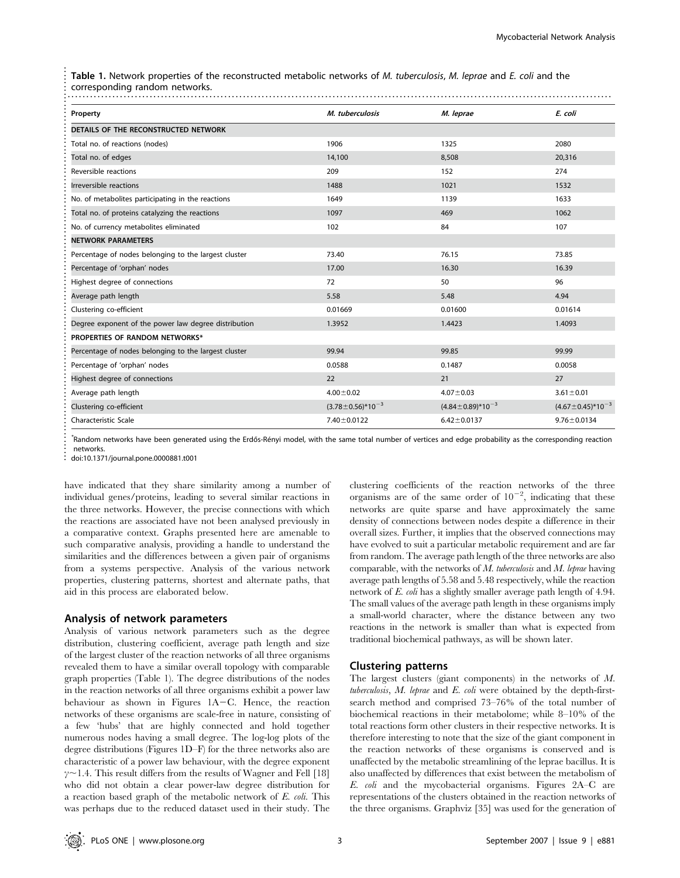**Table 1.** Network properties of the reconstructed metabolic networks of *M. tuberculosis*, *M. leprae* and *E. coli* and the corresponding random networks.

| Property | *M. tuberculosis* | *M. leprae* | *E. coli* |
|---|---|---|---|
| **DETAILS OF THE RECONSTRUCTED NETWORK** | | | |
| Total no. of reactions (nodes) | 1906 | 1325 | 2080 |
| Total no. of edges | 14,100 | 8,508 | 20,316 |
| Reversible reactions | 209 | 152 | 274 |
| Irreversible reactions | 1488 | 1021 | 1532 |
| No. of metabolites participating in the reactions | 1649 | 1139 | 1633 |
| Total no. of proteins catalyzing the reactions | 1097 | 469 | 1062 |
| No. of currency metabolites eliminated | 102 | 84 | 107 |
| **NETWORK PARAMETERS** | | | |
| Percentage of nodes belonging to the largest cluster | 73.40 | 76.15 | 73.85 |
| Percentage of 'orphan' nodes | 17.00 | 16.30 | 16.39 |
| Highest degree of connections | 72 | 50 | 96 |
| Average path length | 5.58 | 5.48 | 4.94 |
| Clustering co-efficient | 0.01669 | 0.01600 | 0.01614 |
| Degree exponent of the power law degree distribution | 1.3952 | 1.4423 | 1.4093 |
| **PROPERTIES OF RANDOM NETWORKS*** | | | |
| Percentage of nodes belonging to the largest cluster | 99.94 | 99.85 | 99.99 |
| Percentage of 'orphan' nodes | 0.0588 | 0.1487 | 0.0058 |
| Highest degree of connections | 22 | 21 | 27 |
| Average path length | $4.00\pm0.02$ | $4.07\pm0.03$ | $3.61\pm0.01$ |
| Clustering co-efficient | $(3.78\pm0.56)*10^{-3}$ | $(4.84\pm0.89)*10^{-3}$ | $(4.67\pm0.45)*10^{-3}$ |
| Characteristic Scale | $7.40\pm0.0122$ | $6.42\pm0.0137$ | $9.76\pm0.0134$ |

*Random networks have been generated using the Erdős-Rényi model, with the same total number of vertices and edge probability as the corresponding reaction networks.

doi:10.1371/journal.pone.0000881.t001

have indicated that they share similarity among a number of individual genes/proteins, leading to several similar reactions in the three networks. However, the precise connections with which the reactions are associated have not been analysed previously in a comparative context. Graphs presented here are amenable to such comparative analysis, providing a handle to understand the similarities and the differences between a given pair of organisms from a systems perspective. Analysis of the various network properties, clustering patterns, shortest and alternate paths, that aid in this process are elaborated below.

## Analysis of network parameters

Analysis of various network parameters such as the degree distribution, clustering coefficient, average path length and size of the largest cluster of the reaction networks of all three organisms revealed them to have a similar overall topology with comparable graph properties (Table 1). The degree distributions of the nodes in the reaction networks of all three organisms exhibit a power law behaviour as shown in Figures 1A–C. Hence, the reaction networks of these organisms are scale-free in nature, consisting of a few 'hubs' that are highly connected and hold together numerous nodes having a small degree. The log-log plots of the degree distributions (Figures 1D–F) for the three networks also are characteristic of a power law behaviour, with the degree exponent $\gamma\sim1.4$. This result differs from the results of Wagner and Fell [18] who did not obtain a clear power-law degree distribution for a reaction based graph of the metabolic network of *E. coli*. This was perhaps due to the reduced dataset used in their study. The clustering coefficients of the reaction networks of the three organisms are of the same order of $10^{-2}$, indicating that these networks are quite sparse and have approximately the same density of connections between nodes despite a difference in their overall sizes. Further, it implies that the observed connections may have evolved to suit a particular metabolic requirement and are far from random. The average path length of the three networks are also comparable, with the networks of *M. tuberculosis* and *M. leprae* having average path lengths of 5.58 and 5.48 respectively, while the reaction network of *E. coli* has a slightly smaller average path length of 4.94. The small values of the average path length in these organisms imply a small-world character, where the distance between any two reactions in the network is smaller than what is expected from traditional biochemical pathways, as will be shown later.

## Clustering patterns

The largest clusters (giant components) in the networks of *M. tuberculosis*, *M. leprae* and *E. coli* were obtained by the depth-first-search method and comprised 73–76% of the total number of biochemical reactions in their metabolome; while 8–10% of the total reactions form other clusters in their respective networks. It is therefore interesting to note that the size of the giant component in the reaction networks of these organisms is conserved and is unaffected by the metabolic streamlining of the leprae bacillus. It is also unaffected by differences that exist between the metabolism of *E. coli* and the mycobacterial organisms. Figures 2A–C are representations of the clusters obtained in the reaction networks of the three organisms. Graphviz [35] was used for the generation of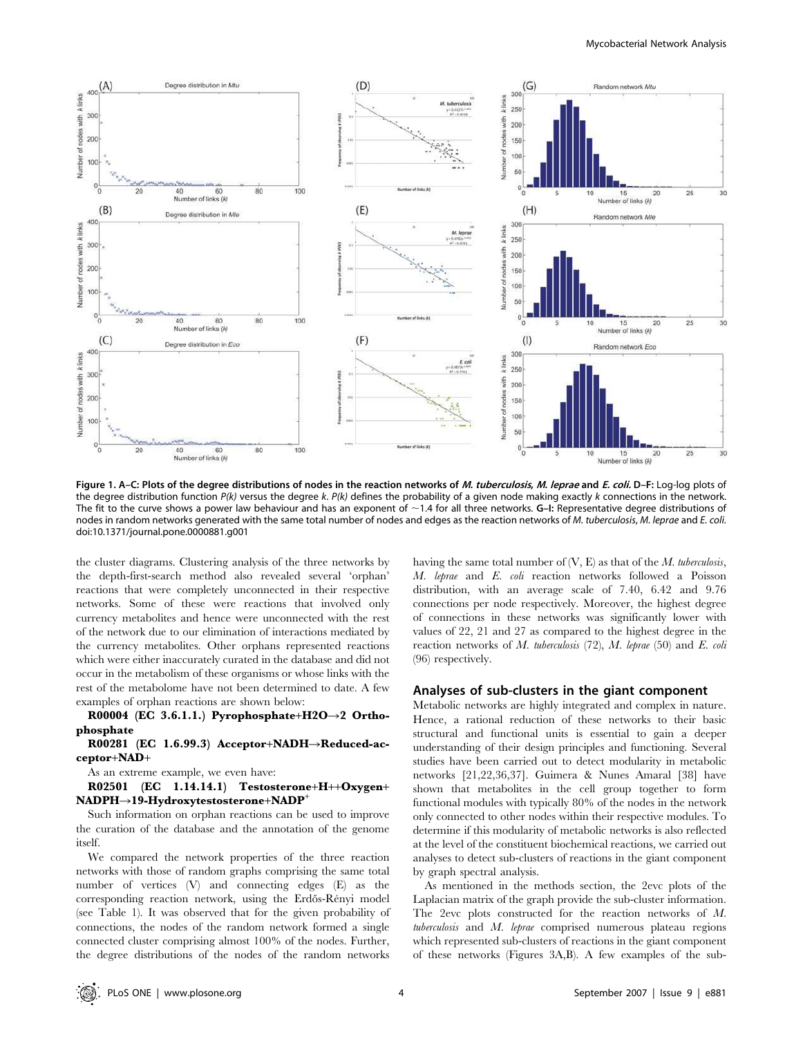Figure 1. A–C: Plots of the degree distributions of nodes in the reaction networks of *M. tuberculosis, M. leprae* and *E. coli.* D–F: Log-log plots of the degree distribution function *P(k)* versus the degree *k*. *P(k)* defines the probability of a given node making exactly *k* connections in the network. The fit to the curve shows a power law behaviour and has an exponent of ~1.4 for all three networks. G–I: Representative degree distributions of nodes in random networks generated with the same total number of nodes and edges as the reaction networks of *M. tuberculosis*, *M. leprae* and *E. coli*.
doi:10.1371/journal.pone.0000881.g001

the cluster diagrams. Clustering analysis of the three networks by the depth-first-search method also revealed several 'orphan' reactions that were completely unconnected in their respective networks. Some of these were reactions that involved only currency metabolites and hence were unconnected with the rest of the network due to our elimination of interactions mediated by the currency metabolites. Other orphans represented reactions which were either inaccurately curated in the database and did not occur in the metabolism of these organisms or whose links with the rest of the metabolome have not been determined to date. A few examples of orphan reactions are shown below:

**R00004 (EC 3.6.1.1.) Pyrophosphate+H2O→2 Orthophosphate**

**R00281 (EC 1.6.99.3) Acceptor+NADH→Reduced-acceptor+NAD+**

As an extreme example, we even have:

**R02501 (EC 1.14.14.1) Testosterone+H++Oxygen+NADPH→19-Hydroxytestosterone+NADP$^+$**

Such information on orphan reactions can be used to improve the curation of the database and the annotation of the genome itself.

We compared the network properties of the three reaction networks with those of random graphs comprising the same total number of vertices (V) and connecting edges (E) as the corresponding reaction network, using the Erdős-Rényi model (see Table 1). It was observed that for the given probability of connections, the nodes of the random network formed a single connected cluster comprising almost 100% of the nodes. Further, the degree distributions of the nodes of the random networks having the same total number of (V, E) as that of the *M. tuberculosis*, *M. leprae* and *E. coli* reaction networks followed a Poisson distribution, with an average scale of 7.40, 6.42 and 9.76 connections per node respectively. Moreover, the highest degree of connections in these networks was significantly lower with values of 22, 21 and 27 as compared to the highest degree in the reaction networks of *M. tuberculosis* (72), *M. leprae* (50) and *E. coli* (96) respectively.

## Analyses of sub-clusters in the giant component

Metabolic networks are highly integrated and complex in nature. Hence, a rational reduction of these networks to their basic structural and functional units is essential to gain a deeper understanding of their design principles and functioning. Several studies have been carried out to detect modularity in metabolic networks [21,22,36,37]. Guimera & Nunes Amaral [38] have shown that metabolites in the cell group together to form functional modules with typically 80% of the nodes in the network only connected to other nodes within their respective modules. To determine if this modularity of metabolic networks is also reflected at the level of the constituent biochemical reactions, we carried out analyses to detect sub-clusters of reactions in the giant component by graph spectral analysis.

As mentioned in the methods section, the 2evc plots of the Laplacian matrix of the graph provide the sub-cluster information. The 2evc plots constructed for the reaction networks of *M. tuberculosis* and *M. leprae* comprised numerous plateau regions which represented sub-clusters of reactions in the giant component of these networks (Figures 3A,B). A few examples of the sub-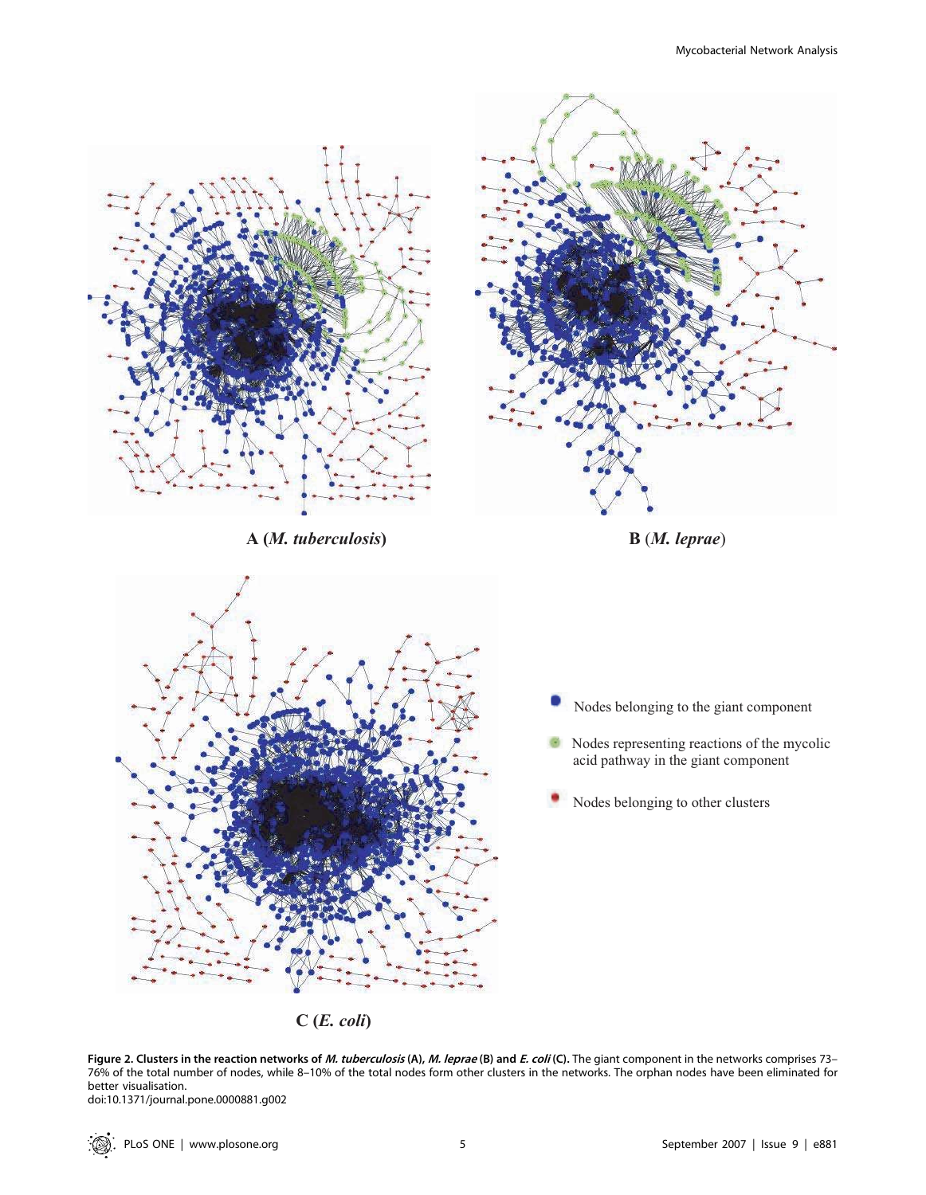A (*M. tuberculosis*)

B (*M. leprae*)

C (*E. coli*)

Nodes belonging to the giant component

Nodes representing reactions of the mycolic acid pathway in the giant component

Nodes belonging to other clusters

**Figure 2. Clusters in the reaction networks of *M. tuberculosis* (A), *M. leprae* (B) and *E. coli* (C).** The giant component in the networks comprises 73–76% of the total number of nodes, while 8–10% of the total nodes form other clusters in the networks. The orphan nodes have been eliminated for better visualisation.
doi:10.1371/journal.pone.0000881.g002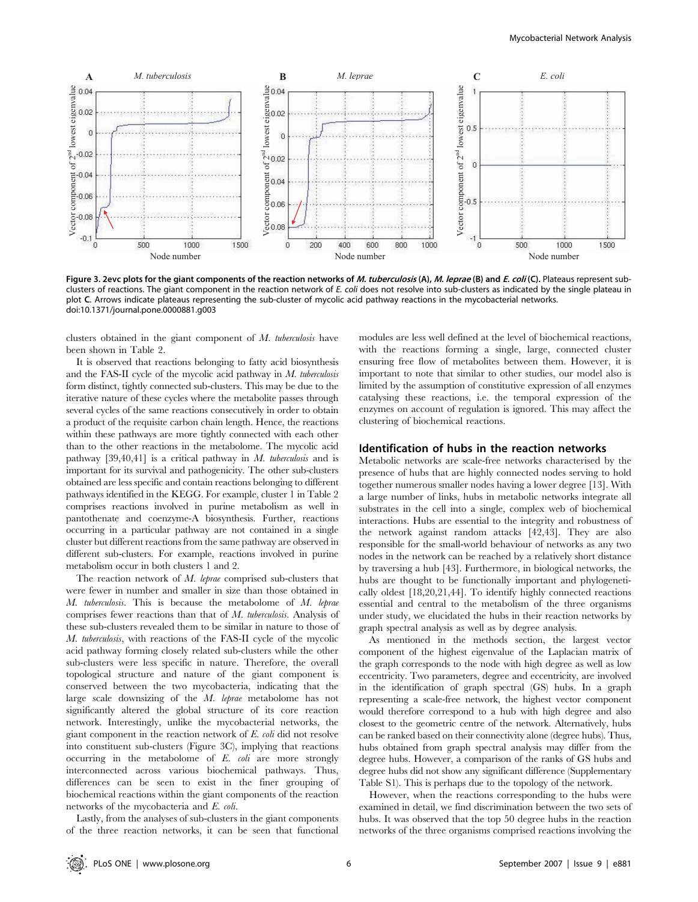Figure 3. 2evc plots for the giant components of the reaction networks of *M. tuberculosis* (A), *M. leprae* (B) and *E. coli* (C). Plateaus represent sub-clusters of reactions. The giant component in the reaction network of *E. coli* does not resolve into sub-clusters as indicated by the single plateau in plot C. Arrows indicate plateaus representing the sub-cluster of mycolic acid pathway reactions in the mycobacterial networks.
doi:10.1371/journal.pone.0000881.g003

clusters obtained in the giant component of *M. tuberculosis* have been shown in Table 2.

It is observed that reactions belonging to fatty acid biosynthesis and the FAS-II cycle of the mycolic acid pathway in *M. tuberculosis* form distinct, tightly connected sub-clusters. This may be due to the iterative nature of these cycles where the metabolite passes through several cycles of the same reactions consecutively in order to obtain a product of the requisite carbon chain length. Hence, the reactions within these pathways are more tightly connected with each other than to the other reactions in the metabolome. The mycolic acid pathway [39,40,41] is a critical pathway in *M. tuberculosis* and is important for its survival and pathogenicity. The other sub-clusters obtained are less specific and contain reactions belonging to different pathways identified in the KEGG. For example, cluster 1 in Table 2 comprises reactions involved in purine metabolism as well in pantothenate and coenzyme-A biosynthesis. Further, reactions occurring in a particular pathway are not contained in a single cluster but different reactions from the same pathway are observed in different sub-clusters. For example, reactions involved in purine metabolism occur in both clusters 1 and 2.

The reaction network of *M. leprae* comprised sub-clusters that were fewer in number and smaller in size than those obtained in *M. tuberculosis*. This is because the metabolome of *M. leprae* comprises fewer reactions than that of *M. tuberculosis*. Analysis of these sub-clusters revealed them to be similar in nature to those of *M. tuberculosis*, with reactions of the FAS-II cycle of the mycolic acid pathway forming closely related sub-clusters while the other sub-clusters were less specific in nature. Therefore, the overall topological structure and nature of the giant component is conserved between the two mycobacteria, indicating that the large scale downsizing of the *M. leprae* metabolome has not significantly altered the global structure of its core reaction network. Interestingly, unlike the mycobacterial networks, the giant component in the reaction network of *E. coli* did not resolve into constituent sub-clusters (Figure 3C), implying that reactions occurring in the metabolome of *E. coli* are more strongly interconnected across various biochemical pathways. Thus, differences can be seen to exist in the finer grouping of biochemical reactions within the giant components of the reaction networks of the mycobacteria and *E. coli*.

Lastly, from the analyses of sub-clusters in the giant components of the three reaction networks, it can be seen that functional modules are less well defined at the level of biochemical reactions, with the reactions forming a single, large, connected cluster ensuring free flow of metabolites between them. However, it is important to note that similar to other studies, our model also is limited by the assumption of constitutive expression of all enzymes catalysing these reactions, i.e. the temporal expression of the enzymes on account of regulation is ignored. This may affect the clustering of biochemical reactions.

## Identification of hubs in the reaction networks

Metabolic networks are scale-free networks characterised by the presence of hubs that are highly connected nodes serving to hold together numerous smaller nodes having a lower degree [13]. With a large number of links, hubs in metabolic networks integrate all substrates in the cell into a single, complex web of biochemical interactions. Hubs are essential to the integrity and robustness of the network against random attacks [42,43]. They are also responsible for the small-world behaviour of networks as any two nodes in the network can be reached by a relatively short distance by traversing a hub [43]. Furthermore, in biological networks, the hubs are thought to be functionally important and phylogenetically oldest [18,20,21,44]. To identify highly connected reactions essential and central to the metabolism of the three organisms under study, we elucidated the hubs in their reaction networks by graph spectral analysis as well as by degree analysis.

As mentioned in the methods section, the largest vector component of the highest eigenvalue of the Laplacian matrix of the graph corresponds to the node with high degree as well as low eccentricity. Two parameters, degree and eccentricity, are involved in the identification of graph spectral (GS) hubs. In a graph representing a scale-free network, the highest vector component would therefore correspond to a hub with high degree and also closest to the geometric centre of the network. Alternatively, hubs can be ranked based on their connectivity alone (degree hubs). Thus, hubs obtained from graph spectral analysis may differ from the degree hubs. However, a comparison of the ranks of GS hubs and degree hubs did not show any significant difference (Supplementary Table S1). This is perhaps due to the topology of the network.

However, when the reactions corresponding to the hubs were examined in detail, we find discrimination between the two sets of hubs. It was observed that the top 50 degree hubs in the reaction networks of the three organisms comprised reactions involving the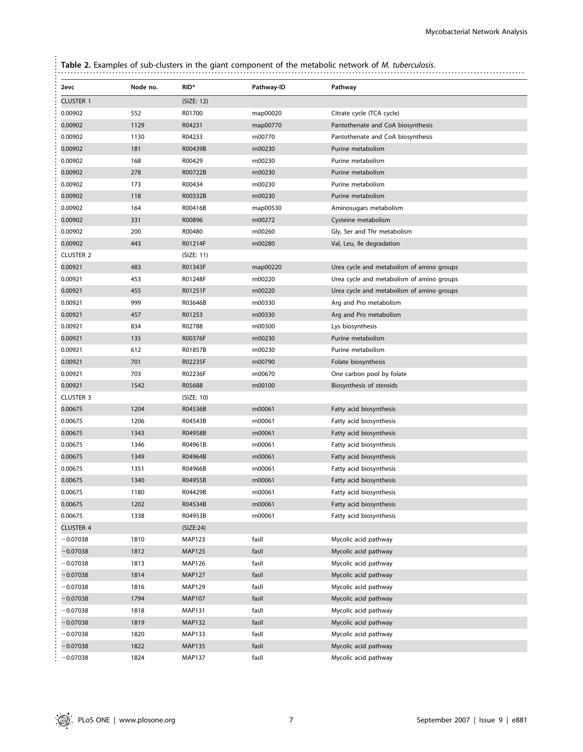**Table 2.** Examples of sub-clusters in the giant component of the metabolic network of *M. tuberculosis*.

| 2evc | Node no. | RID* | Pathway-ID | Pathway |
|---|---|---|---|---|
| CLUSTER 1 | | (SIZE: 12) | | |
| 0.00902 | 552 | R01700 | map00020 | Citrate cycle (TCA cycle) |
| 0.00902 | 1129 | R04231 | map00770 | Pantothenate and CoA biosynthesis |
| 0.00902 | 1130 | R04233 | rn00770 | Pantothenate and CoA biosynthesis |
| 0.00902 | 181 | R00439B | rn00230 | Purine metabolism |
| 0.00902 | 168 | R00429 | rn00230 | Purine metabolism |
| 0.00902 | 278 | R00722B | rn00230 | Purine metabolism |
| 0.00902 | 173 | R00434 | rn00230 | Purine metabolism |
| 0.00902 | 118 | R00332B | rn00230 | Purine metabolism |
| 0.00902 | 164 | R00416B | map00530 | Aminosugars metabolism |
| 0.00902 | 331 | R00896 | rn00272 | Cysteine metabolism |
| 0.00902 | 200 | R00480 | rn00260 | Gly, Ser and Thr metabolism |
| 0.00902 | 443 | R01214F | rn00280 | Val, Leu, Ile degradation |
| CLUSTER 2 | | (SIZE: 11) | | |
| 0.00921 | 483 | R01343F | map00220 | Urea cycle and metabolism of amino groups |
| 0.00921 | 453 | R01248F | rn00220 | Urea cycle and metabolism of amino groups |
| 0.00921 | 455 | R01251F | rn00220 | Urea cycle and metabolism of amino groups |
| 0.00921 | 999 | R03646B | rn00330 | Arg and Pro metabolism |
| 0.00921 | 457 | R01253 | rn00330 | Arg and Pro metabolism |
| 0.00921 | 834 | R02788 | rn00300 | Lys biosynthesis |
| 0.00921 | 135 | R00376F | rn00230 | Purine metabolism |
| 0.00921 | 612 | R01857B | rn00230 | Purine metabolism |
| 0.00921 | 701 | R02235F | rn00790 | Folate biosynthesis |
| 0.00921 | 703 | R02236F | rn00670 | One carbon pool by folate |
| 0.00921 | 1542 | R05688 | rn00100 | Biosynthesis of steroids |
| CLUSTER 3 | | (SIZE: 10) | | |
| 0.00675 | 1204 | R04536B | rn00061 | Fatty acid biosynthesis |
| 0.00675 | 1206 | R04543B | rn00061 | Fatty acid biosynthesis |
| 0.00675 | 1343 | R04958B | rn00061 | Fatty acid biosynthesis |
| 0.00675 | 1346 | R04961B | rn00061 | Fatty acid biosynthesis |
| 0.00675 | 1349 | R04964B | rn00061 | Fatty acid biosynthesis |
| 0.00675 | 1351 | R04966B | rn00061 | Fatty acid biosynthesis |
| 0.00675 | 1340 | R04955B | rn00061 | Fatty acid biosynthesis |
| 0.00675 | 1180 | R04429B | rn00061 | Fatty acid biosynthesis |
| 0.00675 | 1202 | R04534B | rn00061 | Fatty acid biosynthesis |
| 0.00675 | 1338 | R04953B | rn00061 | Fatty acid biosynthesis |
| CLUSTER 4 | | (SIZE:24) | | |
| −0.07038 | 1810 | MAP123 | fasII | Mycolic acid pathway |
| −0.07038 | 1812 | MAP125 | fasII | Mycolic acid pathway |
| −0.07038 | 1813 | MAP126 | fasII | Mycolic acid pathway |
| −0.07038 | 1814 | MAP127 | fasII | Mycolic acid pathway |
| −0.07038 | 1816 | MAP129 | fasII | Mycolic acid pathway |
| −0.07038 | 1794 | MAP107 | fasII | Mycolic acid pathway |
| −0.07038 | 1818 | MAP131 | fasII | Mycolic acid pathway |
| −0.07038 | 1819 | MAP132 | fasII | Mycolic acid pathway |
| −0.07038 | 1820 | MAP133 | fasII | Mycolic acid pathway |
| −0.07038 | 1822 | MAP135 | fasII | Mycolic acid pathway |
| −0.07038 | 1824 | MAP137 | fasII | Mycolic acid pathway |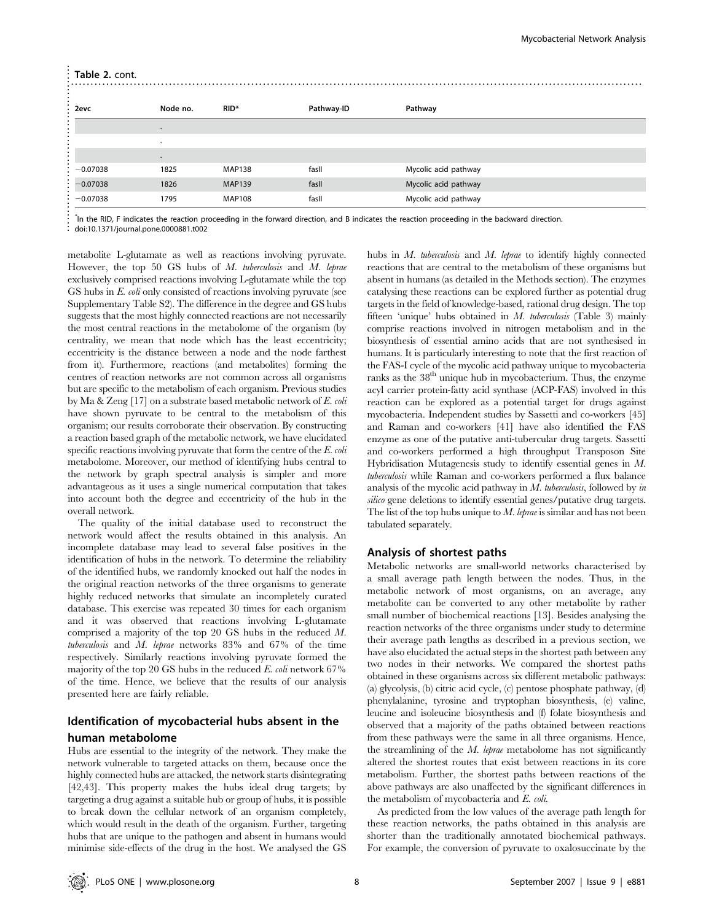**Table 2. cont.**

| 2evc | Node no. | RID* | Pathway-ID | Pathway |
|---|---|---|---|---|
| | . | | | |
| | . | | | |
| | . | | | |
| −0.07038 | 1825 | MAP138 | fasII | Mycolic acid pathway |
| −0.07038 | 1826 | MAP139 | fasII | Mycolic acid pathway |
| −0.07038 | 1795 | MAP108 | fasII | Mycolic acid pathway |

*In the RID, F indicates the reaction proceeding in the forward direction, and B indicates the reaction proceeding in the backward direction.
doi:10.1371/journal.pone.0000881.t002

metabolite L-glutamate as well as reactions involving pyruvate. However, the top 50 GS hubs of *M. tuberculosis* and *M. leprae* exclusively comprised reactions involving L-glutamate while the top GS hubs in *E. coli* only consisted of reactions involving pyruvate (see Supplementary Table S2). The difference in the degree and GS hubs suggests that the most highly connected reactions are not necessarily the most central reactions in the metabolome of the organism (by centrality, we mean that node which has the least eccentricity; eccentricity is the distance between a node and the node farthest from it). Furthermore, reactions (and metabolites) forming the centres of reaction networks are not common across all organisms but are specific to the metabolism of each organism. Previous studies by Ma & Zeng [17] on a substrate based metabolic network of *E. coli* have shown pyruvate to be central to the metabolism of this organism; our results corroborate their observation. By constructing a reaction based graph of the metabolic network, we have elucidated specific reactions involving pyruvate that form the centre of the *E. coli* metabolome. Moreover, our method of identifying hubs central to the network by graph spectral analysis is simpler and more advantageous as it uses a single numerical computation that takes into account both the degree and eccentricity of the hub in the overall network.

The quality of the initial database used to reconstruct the network would affect the results obtained in this analysis. An incomplete database may lead to several false positives in the identification of hubs in the network. To determine the reliability of the identified hubs, we randomly knocked out half the nodes in the original reaction networks of the three organisms to generate highly reduced networks that simulate an incompletely curated database. This exercise was repeated 30 times for each organism and it was observed that reactions involving L-glutamate comprised a majority of the top 20 GS hubs in the reduced *M. tuberculosis* and *M. leprae* networks 83% and 67% of the time respectively. Similarly reactions involving pyruvate formed the majority of the top 20 GS hubs in the reduced *E. coli* network 67% of the time. Hence, we believe that the results of our analysis presented here are fairly reliable.

## Identification of mycobacterial hubs absent in the human metabolome

Hubs are essential to the integrity of the network. They make the network vulnerable to targeted attacks on them, because once the highly connected hubs are attacked, the network starts disintegrating [42,43]. This property makes the hubs ideal drug targets; by targeting a drug against a suitable hub or group of hubs, it is possible to break down the cellular network of an organism completely, which would result in the death of the organism. Further, targeting hubs that are unique to the pathogen and absent in humans would minimise side-effects of the drug in the host. We analysed the GS hubs in *M. tuberculosis* and *M. leprae* to identify highly connected reactions that are central to the metabolism of these organisms but absent in humans (as detailed in the Methods section). The enzymes catalysing these reactions can be explored further as potential drug targets in the field of knowledge-based, rational drug design. The top fifteen 'unique' hubs obtained in *M. tuberculosis* (Table 3) mainly comprise reactions involved in nitrogen metabolism and in the biosynthesis of essential amino acids that are not synthesised in humans. It is particularly interesting to note that the first reaction of the FAS-I cycle of the mycolic acid pathway unique to mycobacteria ranks as the 38$^{th}$ unique hub in mycobacterium. Thus, the enzyme acyl carrier protein-fatty acid synthase (ACP-FAS) involved in this reaction can be explored as a potential target for drugs against mycobacteria. Independent studies by Sassetti and co-workers [45] and Raman and co-workers [41] have also identified the FAS enzyme as one of the putative anti-tubercular drug targets. Sassetti and co-workers performed a high throughput Transposon Site Hybridisation Mutagenesis study to identify essential genes in *M. tuberculosis* while Raman and co-workers performed a flux balance analysis of the mycolic acid pathway in *M. tuberculosis*, followed by *in silico* gene deletions to identify essential genes/putative drug targets. The list of the top hubs unique to *M. leprae* is similar and has not been tabulated separately.

## Analysis of shortest paths

Metabolic networks are small-world networks characterised by a small average path length between the nodes. Thus, in the metabolic network of most organisms, on an average, any metabolite can be converted to any other metabolite by rather small number of biochemical reactions [13]. Besides analysing the reaction networks of the three organisms under study to determine their average path lengths as described in a previous section, we have also elucidated the actual steps in the shortest path between any two nodes in their networks. We compared the shortest paths obtained in these organisms across six different metabolic pathways: (a) glycolysis, (b) citric acid cycle, (c) pentose phosphate pathway, (d) phenylalanine, tyrosine and tryptophan biosynthesis, (e) valine, leucine and isoleucine biosynthesis and (f) folate biosynthesis and observed that a majority of the paths obtained between reactions from these pathways were the same in all three organisms. Hence, the streamlining of the *M. leprae* metabolome has not significantly altered the shortest routes that exist between reactions in its core metabolism. Further, the shortest paths between reactions of the above pathways are also unaffected by the significant differences in the metabolism of mycobacteria and *E. coli*.

As predicted from the low values of the average path length for these reaction networks, the paths obtained in this analysis are shorter than the traditionally annotated biochemical pathways. For example, the conversion of pyruvate to oxalosuccinate by the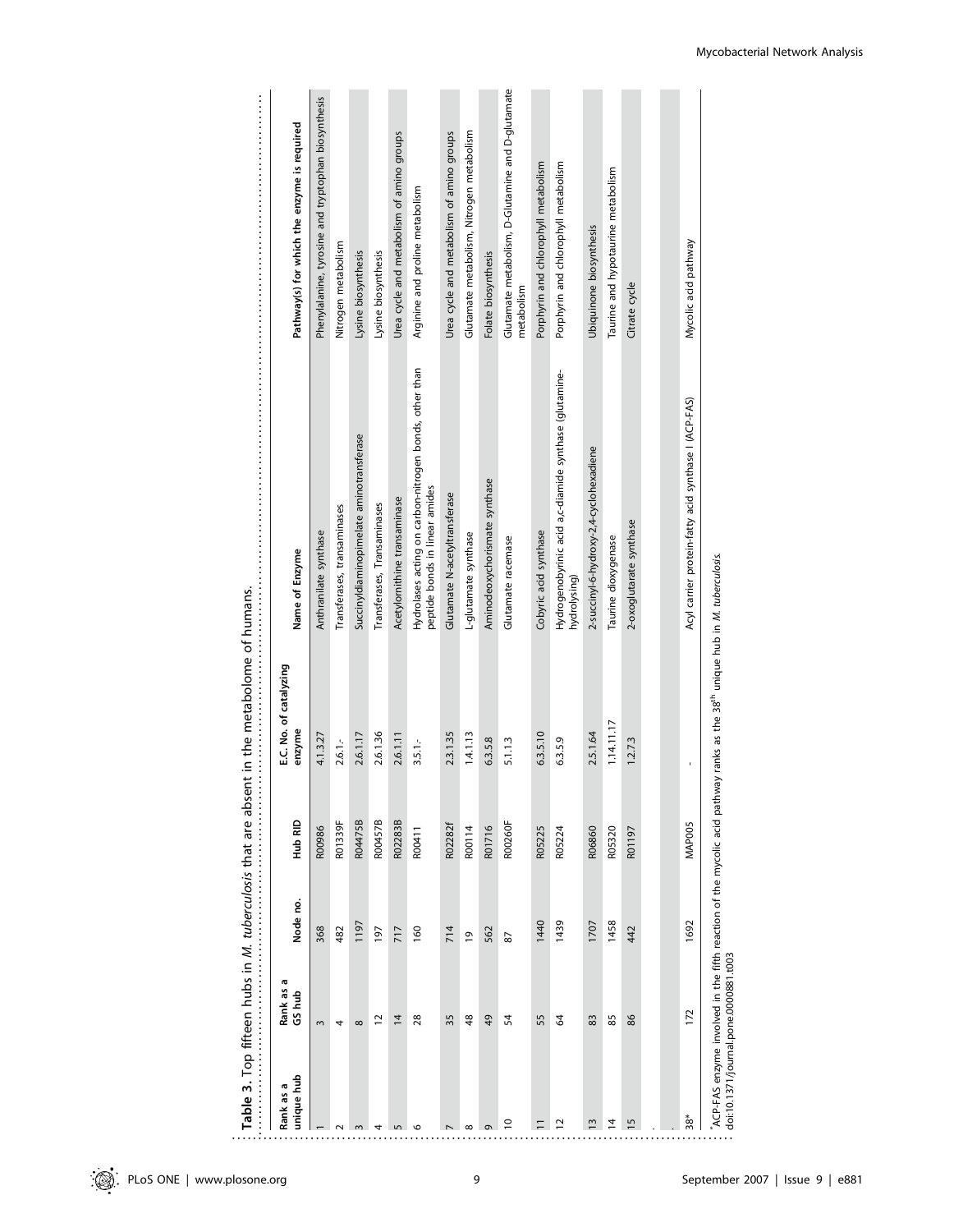**Table 3.** Top fifteen hubs in *M. tuberculosis* that are absent in the metabolome of humans.

| Rank as a unique hub | Rank as a GS hub | Node no. | Hub RID | E.C. No. of catalyzing enzyme | Name of Enzyme | Pathway(s) for which the enzyme is required |
|---|---|---|---|---|---|---|
| 1 | 3 | 368 | R00986 | 4.1.3.27 | Anthranilate synthase | Phenylalanine, tyrosine and tryptophan biosynthesis |
| 2 | 4 | 482 | R01339F | 2.6.1.- | Transferases, transaminases | Nitrogen metabolism |
| 3 | 8 | 1197 | R04475B | 2.6.1.17 | Succinyldiaminopimelate aminotransferase | Lysine biosynthesis |
| 4 | 12 | 197 | R00457B | 2.6.1.36 | Transferases, Transaminases | Lysine biosynthesis |
| 5 | 14 | 717 | R02283B | 2.6.1.11 | Acetylornithine transaminase | Urea cycle and metabolism of amino groups |
| 6 | 28 | 160 | R00411 | 3.5.1.- | Hydrolases acting on carbon-nitrogen bonds, other than peptide bonds in linear amides | Arginine and proline metabolism |
| 7 | 35 | 714 | R02282f | 2.3.1.35 | Glutamate N-acetyltransferase | Urea cycle and metabolism of amino groups |
| 8 | 48 | 19 | R00114 | 1.4.1.13 | L-glutamate synthase | Glutamate metabolism, Nitrogen metabolism |
| 9 | 49 | 562 | R01716 | 6.3.5.8 | Aminodeoxychorismate synthase | Folate biosynthesis |
| 10 | 54 | 87 | R00260F | 5.1.1.3 | Glutamate racemase | Glutamate metabolism, D-Glutamine and D-glutamate metabolism |
| 11 | 55 | 1440 | R05225 | 6.3.5.10 | Cobyric acid synthase | Porphyrin and chlorophyll metabolism |
| 12 | 64 | 1439 | R05224 | 6.3.5.9 | Hydrogenobyrinic acid a,c-diamide synthase (glutamine-hydrolysing) | Porphyrin and chlorophyll metabolism |
| 13 | 83 | 1707 | R06860 | 2.5.1.64 | 2-succinyl-6-hydroxy-2,4-cyclohexadiene | Ubiquinone biosynthesis |
| 14 | 85 | 1458 | R05320 | 1.14.11.17 | Taurine dioxygenase | Taurine and hypotaurine metabolism |
| 15 | 86 | 442 | R01197 | 1.2.7.3 | 2-oxoglutarate synthase | Citrate cycle |
| . | | | | | | |
| . | | | | | | |
| 38* | 172 | 1692 | MAP005 | - | Acyl carrier protein-fatty acid synthase I (ACP-FAS) | Mycolic acid pathway |

*ACP-FAS enzyme involved in the fifth reaction of the mycolic acid pathway ranks as the 38th unique hub in *M. tuberculosis*.

doi:10.1371/journal.pone.0000881.t003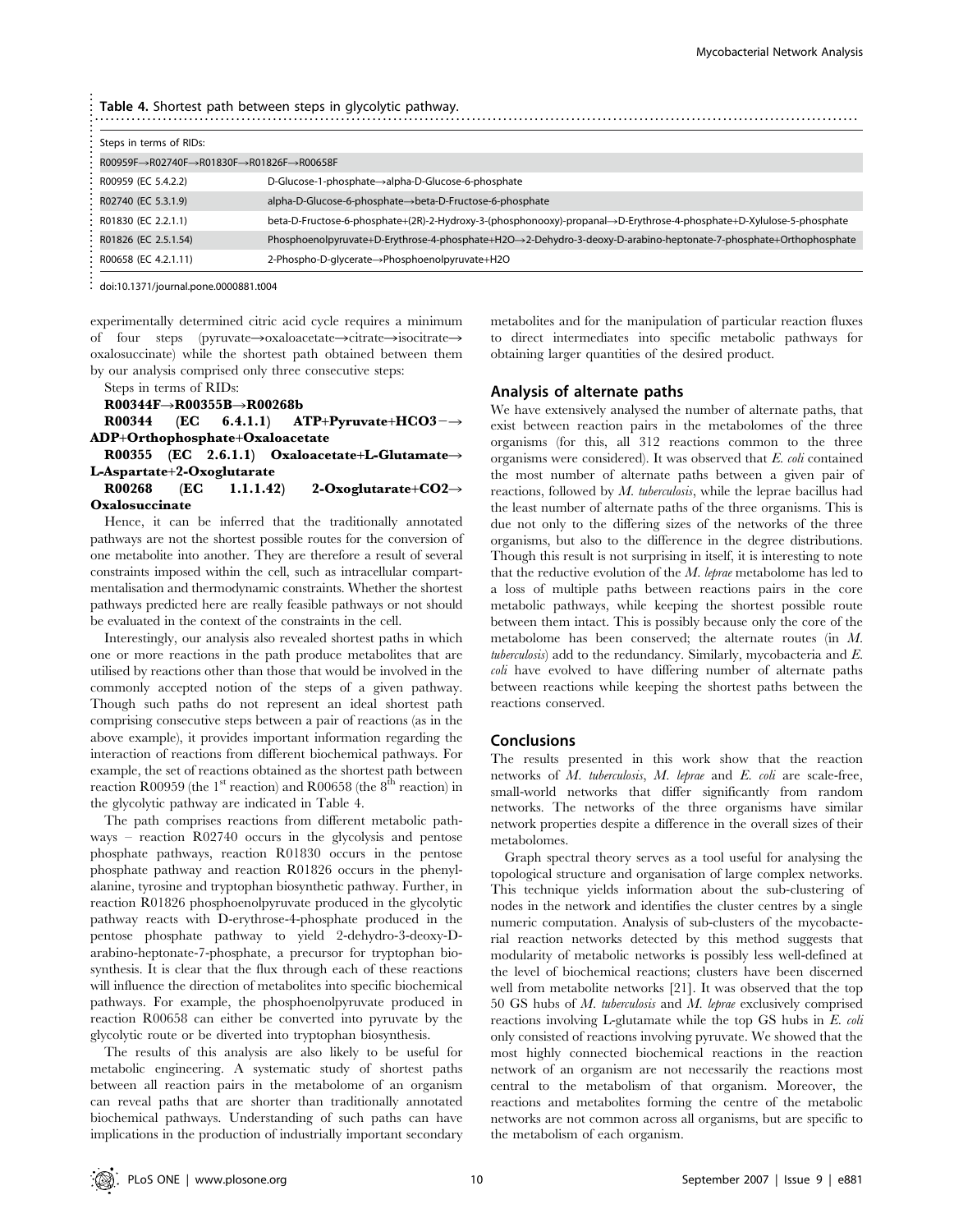**Table 4.** Shortest path between steps in glycolytic pathway.

| Steps in terms of RIDs: | |
|---|---|
| R00959F→R02740F→R01830F→R01826F→R00658F | |
| R00959 (EC 5.4.2.2) | D-Glucose-1-phosphate→alpha-D-Glucose-6-phosphate |
| R02740 (EC 5.3.1.9) | alpha-D-Glucose-6-phosphate→beta-D-Fructose-6-phosphate |
| R01830 (EC 2.2.1.1) | beta-D-Fructose-6-phosphate+(2R)-2-Hydroxy-3-(phosphonooxy)-propanal→D-Erythrose-4-phosphate+D-Xylulose-5-phosphate |
| R01826 (EC 2.5.1.54) | Phosphoenolpyruvate+D-Erythrose-4-phosphate+H2O→2-Dehydro-3-deoxy-D-arabino-heptonate-7-phosphate+Orthophosphate |
| R00658 (EC 4.2.1.11) | 2-Phospho-D-glycerate→Phosphoenolpyruvate+H2O |

doi:10.1371/journal.pone.0000881.t004

experimentally determined citric acid cycle requires a minimum of four steps (pyruvate→oxaloacetate→citrate→isocitrate→oxalosuccinate) while the shortest path obtained between them by our analysis comprised only three consecutive steps:

Steps in terms of RIDs:

**R00344F→R00355B→R00268b**

**R00344 (EC 6.4.1.1) ATP+Pyruvate+HCO3−→ADP+Orthophosphate+Oxaloacetate**

**R00355 (EC 2.6.1.1) Oxaloacetate+L-Glutamate→L-Aspartate+2-Oxoglutarate**

**R00268 (EC 1.1.1.42) 2-Oxoglutarate+CO2→Oxalosuccinate**

Hence, it can be inferred that the traditionally annotated pathways are not the shortest possible routes for the conversion of one metabolite into another. They are therefore a result of several constraints imposed within the cell, such as intracellular compartmentalisation and thermodynamic constraints. Whether the shortest pathways predicted here are really feasible pathways or not should be evaluated in the context of the constraints in the cell.

Interestingly, our analysis also revealed shortest paths in which one or more reactions in the path produce metabolites that are utilised by reactions other than those that would be involved in the commonly accepted notion of the steps of a given pathway. Though such paths do not represent an ideal shortest path comprising consecutive steps between a pair of reactions (as in the above example), it provides important information regarding the interaction of reactions from different biochemical pathways. For example, the set of reactions obtained as the shortest path between reaction R00959 (the 1[st] reaction) and R00658 (the 8[th] reaction) in the glycolytic pathway are indicated in Table 4.

The path comprises reactions from different metabolic pathways – reaction R02740 occurs in the glycolysis and pentose phosphate pathways, reaction R01830 occurs in the pentose phosphate pathway and reaction R01826 occurs in the phenylalanine, tyrosine and tryptophan biosynthetic pathway. Further, in reaction R01826 phosphoenolpyruvate produced in the glycolytic pathway reacts with D-erythrose-4-phosphate produced in the pentose phosphate pathway to yield 2-dehydro-3-deoxy-D-arabino-heptonate-7-phosphate, a precursor for tryptophan biosynthesis. It is clear that the flux through each of these reactions will influence the direction of metabolites into specific biochemical pathways. For example, the phosphoenolpyruvate produced in reaction R00658 can either be converted into pyruvate by the glycolytic route or be diverted into tryptophan biosynthesis.

The results of this analysis are also likely to be useful for metabolic engineering. A systematic study of shortest paths between all reaction pairs in the metabolome of an organism can reveal paths that are shorter than traditionally annotated biochemical pathways. Understanding of such paths can have implications in the production of industrially important secondary metabolites and for the manipulation of particular reaction fluxes to direct intermediates into specific metabolic pathways for obtaining larger quantities of the desired product.

## Analysis of alternate paths

We have extensively analysed the number of alternate paths, that exist between reaction pairs in the metabolomes of the three organisms (for this, all 312 reactions common to the three organisms were considered). It was observed that *E. coli* contained the most number of alternate paths between a given pair of reactions, followed by *M. tuberculosis*, while the leprae bacillus had the least number of alternate paths of the three organisms. This is due not only to the differing sizes of the networks of the three organisms, but also to the difference in the degree distributions. Though this result is not surprising in itself, it is interesting to note that the reductive evolution of the *M. leprae* metabolome has led to a loss of multiple paths between reactions pairs in the core metabolic pathways, while keeping the shortest possible route between them intact. This is possibly because only the core of the metabolome has been conserved; the alternate routes (in *M. tuberculosis*) add to the redundancy. Similarly, mycobacteria and *E. coli* have evolved to have differing number of alternate paths between reactions while keeping the shortest paths between the reactions conserved.

## Conclusions

The results presented in this work show that the reaction networks of *M. tuberculosis*, *M. leprae* and *E. coli* are scale-free, small-world networks that differ significantly from random networks. The networks of the three organisms have similar network properties despite a difference in the overall sizes of their metabolomes.

Graph spectral theory serves as a tool useful for analysing the topological structure and organisation of large complex networks. This technique yields information about the sub-clustering of nodes in the network and identifies the cluster centres by a single numeric computation. Analysis of sub-clusters of the mycobacterial reaction networks detected by this method suggests that modularity of metabolic networks is possibly less well-defined at the level of biochemical reactions; clusters have been discerned well from metabolite networks [21]. It was observed that the top 50 GS hubs of *M. tuberculosis* and *M. leprae* exclusively comprised reactions involving L-glutamate while the top GS hubs in *E. coli* only consisted of reactions involving pyruvate. We showed that the most highly connected biochemical reactions in the reaction network of an organism are not necessarily the reactions most central to the metabolism of that organism. Moreover, the reactions and metabolites forming the centre of the metabolic networks are not common across all organisms, but are specific to the metabolism of each organism.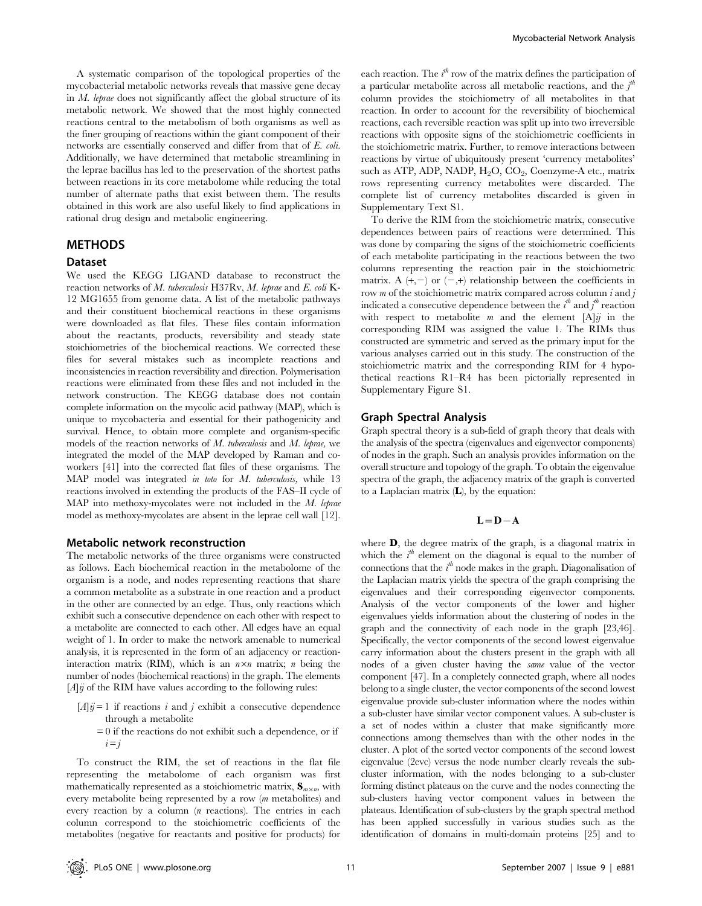A systematic comparison of the topological properties of the mycobacterial metabolic networks reveals that massive gene decay in *M. leprae* does not significantly affect the global structure of its metabolic network. We showed that the most highly connected reactions central to the metabolism of both organisms as well as the finer grouping of reactions within the giant component of their networks are essentially conserved and differ from that of *E. coli*. Additionally, we have determined that metabolic streamlining in the leprae bacillus has led to the preservation of the shortest paths between reactions in its core metabolome while reducing the total number of alternate paths that exist between them. The results obtained in this work are also useful likely to find applications in rational drug design and metabolic engineering.

## METHODS

### Dataset

We used the KEGG LIGAND database to reconstruct the reaction networks of *M. tuberculosis* H37Rv, *M. leprae* and *E. coli* K-12 MG1655 from genome data. A list of the metabolic pathways and their constituent biochemical reactions in these organisms were downloaded as flat files. These files contain information about the reactants, products, reversibility and steady state stoichiometries of the biochemical reactions. We corrected these files for several mistakes such as incomplete reactions and inconsistencies in reaction reversibility and direction. Polymerisation reactions were eliminated from these files and not included in the network construction. The KEGG database does not contain complete information on the mycolic acid pathway (MAP), which is unique to mycobacteria and essential for their pathogenicity and survival. Hence, to obtain more complete and organism-specific models of the reaction networks of *M. tuberculosis* and *M. leprae*, we integrated the model of the MAP developed by Raman and co-workers [41] into the corrected flat files of these organisms. The MAP model was integrated *in toto* for *M. tuberculosis*, while 13 reactions involved in extending the products of the FAS–II cycle of MAP into methoxy-mycolates were not included in the *M. leprae* model as methoxy-mycolates are absent in the leprae cell wall [12].

### Metabolic network reconstruction

The metabolic networks of the three organisms were constructed as follows. Each biochemical reaction in the metabolome of the organism is a node, and nodes representing reactions that share a common metabolite as a substrate in one reaction and a product in the other are connected by an edge. Thus, only reactions which exhibit such a consecutive dependence on each other with respect to a metabolite are connected to each other. All edges have an equal weight of 1. In order to make the network amenable to numerical analysis, it is represented in the form of an adjacency or reaction-interaction matrix (RIM), which is an $n \times n$ matrix; $n$ being the number of nodes (biochemical reactions) in the graph. The elements $[A]ij$ of the RIM have values according to the following rules:

$[A]ij = 1$ if reactions $i$ and $j$ exhibit a consecutive dependence through a metabolite
$= 0$ if the reactions do not exhibit such a dependence, or if $i = j$

To construct the RIM, the set of reactions in the flat file representing the metabolome of each organism was first mathematically represented as a stoichiometric matrix, $\mathbf{S}_{m \times n}$, with every metabolite being represented by a row ($m$ metabolites) and every reaction by a column ($n$ reactions). The entries in each column correspond to the stoichiometric coefficients of the metabolites (negative for reactants and positive for products) for each reaction. The $i^{th}$ row of the matrix defines the participation of a particular metabolite across all metabolic reactions, and the $j^{th}$ column provides the stoichiometry of all metabolites in that reaction. In order to account for the reversibility of biochemical reactions, each reversible reaction was split up into two irreversible reactions with opposite signs of the stoichiometric coefficients in the stoichiometric matrix. Further, to remove interactions between reactions by virtue of ubiquitously present 'currency metabolites' such as ATP, ADP, NADP, $H_2O$, $CO_2$, Coenzyme-A etc., matrix rows representing currency metabolites were discarded. The complete list of currency metabolites discarded is given in Supplementary Text S1.

To derive the RIM from the stoichiometric matrix, consecutive dependences between pairs of reactions were determined. This was done by comparing the signs of the stoichiometric coefficients of each metabolite participating in the reactions between the two columns representing the reaction pair in the stoichiometric matrix. A (+,−) or (−,+) relationship between the coefficients in row $m$ of the stoichiometric matrix compared across column $i$ and $j$ indicated a consecutive dependence between the $i^{th}$ and $j^{th}$ reaction with respect to metabolite $m$ and the element $[A]ij$ in the corresponding RIM was assigned the value 1. The RIMs thus constructed are symmetric and served as the primary input for the various analyses carried out in this study. The construction of the stoichiometric matrix and the corresponding RIM for 4 hypothetical reactions R1–R4 has been pictorially represented in Supplementary Figure S1.

### Graph Spectral Analysis

Graph spectral theory is a sub-field of graph theory that deals with the analysis of the spectra (eigenvalues and eigenvector components) of nodes in the graph. Such an analysis provides information on the overall structure and topology of the graph. To obtain the eigenvalue spectra of the graph, the adjacency matrix of the graph is converted to a Laplacian matrix ($\mathbf{L}$), by the equation:

$$\mathbf{L} = \mathbf{D} - \mathbf{A}$$

where $\mathbf{D}$, the degree matrix of the graph, is a diagonal matrix in which the $i^{th}$ element on the diagonal is equal to the number of connections that the $i^{th}$ node makes in the graph. Diagonalisation of the Laplacian matrix yields the spectra of the graph comprising the eigenvalues and their corresponding eigenvector components. Analysis of the vector components of the lower and higher eigenvalues yields information about the clustering of nodes in the graph and the connectivity of each node in the graph [23,46]. Specifically, the vector components of the second lowest eigenvalue carry information about the clusters present in the graph with all nodes of a given cluster having the *same* value of the vector component [47]. In a completely connected graph, where all nodes belong to a single cluster, the vector components of the second lowest eigenvalue provide sub-cluster information where the nodes within a sub-cluster have similar vector component values. A sub-cluster is a set of nodes within a cluster that make significantly more connections among themselves than with the other nodes in the cluster. A plot of the sorted vector components of the second lowest eigenvalue (2evc) versus the node number clearly reveals the sub-cluster information, with the nodes belonging to a sub-cluster forming distinct plateaus on the curve and the nodes connecting the sub-clusters having vector component values in between the plateaus. Identification of sub-clusters by the graph spectral method has been applied successfully in various studies such as the identification of domains in multi-domain proteins [25] and to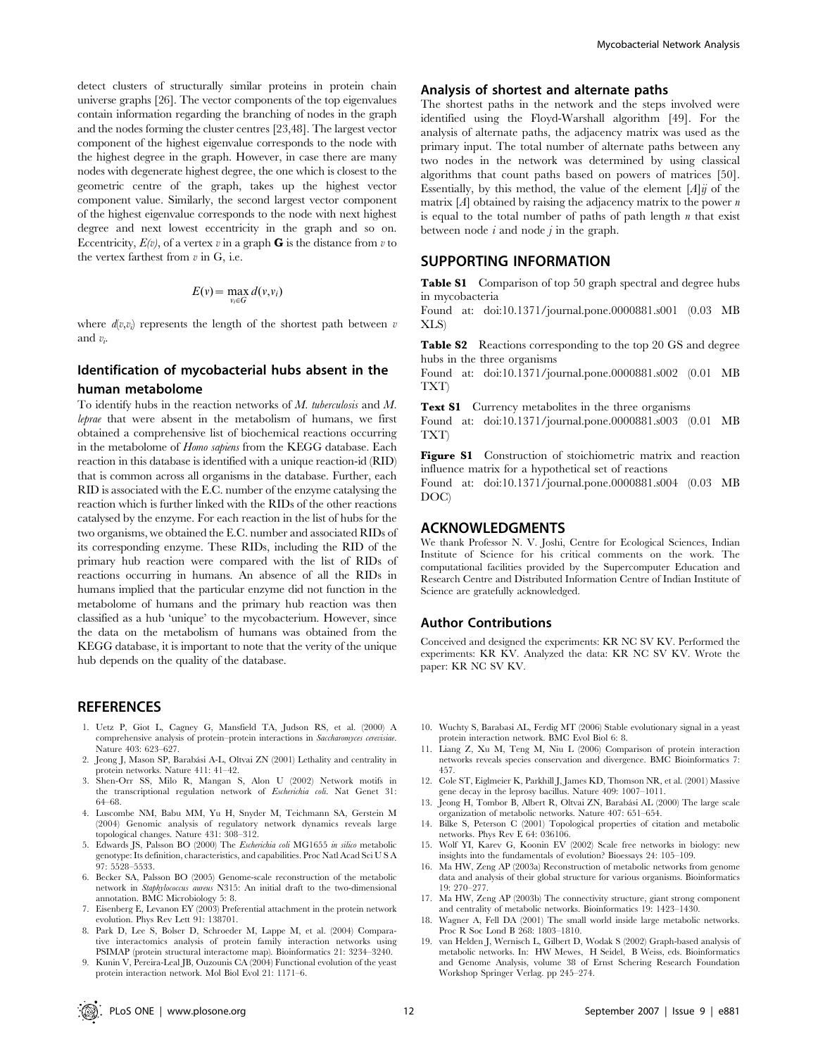detect clusters of structurally similar proteins in protein chain universe graphs [26]. The vector components of the top eigenvalues contain information regarding the branching of nodes in the graph and the nodes forming the cluster centres [23,48]. The largest vector component of the highest eigenvalue corresponds to the node with the highest degree in the graph. However, in case there are many nodes with degenerate highest degree, the one which is closest to the geometric centre of the graph, takes up the highest vector component value. Similarly, the second largest vector component of the highest eigenvalue corresponds to the node with next highest degree and next lowest eccentricity in the graph and so on. Eccentricity, $E(v)$, of a vertex $v$ in a graph **G** is the distance from $v$ to the vertex farthest from $v$ in G, i.e.

$$E(v) = \max_{v_i \in G} d(v, v_i)$$

where $d(v,v_i)$ represents the length of the shortest path between $v$ and $v_i$.

### Identification of mycobacterial hubs absent in the human metabolome

To identify hubs in the reaction networks of *M. tuberculosis* and *M. leprae* that were absent in the metabolism of humans, we first obtained a comprehensive list of biochemical reactions occurring in the metabolome of *Homo sapiens* from the KEGG database. Each reaction in this database is identified with a unique reaction-id (RID) that is common across all organisms in the database. Further, each RID is associated with the E.C. number of the enzyme catalysing the reaction which is further linked with the RIDs of the other reactions catalysed by the enzyme. For each reaction in the list of hubs for the two organisms, we obtained the E.C. number and associated RIDs of its corresponding enzyme. These RIDs, including the RID of the primary hub reaction were compared with the list of RIDs of reactions occurring in humans. An absence of all the RIDs in humans implied that the particular enzyme did not function in the metabolome of humans and the primary hub reaction was then classified as a hub 'unique' to the mycobacterium. However, since the data on the metabolism of humans was obtained from the KEGG database, it is important to note that the verity of the unique hub depends on the quality of the database.

### Analysis of shortest and alternate paths

The shortest paths in the network and the steps involved were identified using the Floyd-Warshall algorithm [49]. For the analysis of alternate paths, the adjacency matrix was used as the primary input. The total number of alternate paths between any two nodes in the network was determined by using classical algorithms that count paths based on powers of matrices [50]. Essentially, by this method, the value of the element $[A]ij$ of the matrix $[A]$ obtained by raising the adjacency matrix to the power $n$ is equal to the total number of paths of path length $n$ that exist between node $i$ and node $j$ in the graph.

## SUPPORTING INFORMATION

**Table S1** Comparison of top 50 graph spectral and degree hubs in mycobacteria

Found at: doi:10.1371/journal.pone.0000881.s001 (0.03 MB XLS)

**Table S2** Reactions corresponding to the top 20 GS and degree hubs in the three organisms

Found at: doi:10.1371/journal.pone.0000881.s002 (0.01 MB TXT)

**Text S1** Currency metabolites in the three organisms

Found at: doi:10.1371/journal.pone.0000881.s003 (0.01 MB TXT)

**Figure S1** Construction of stoichiometric matrix and reaction influence matrix for a hypothetical set of reactions

Found at: doi:10.1371/journal.pone.0000881.s004 (0.03 MB DOC)

## ACKNOWLEDGMENTS

We thank Professor N. V. Joshi, Centre for Ecological Sciences, Indian Institute of Science for his critical comments on the work. The computational facilities provided by the Supercomputer Education and Research Centre and Distributed Information Centre of Indian Institute of Science are gratefully acknowledged.

### Author Contributions

Conceived and designed the experiments: KR NC SV KV. Performed the experiments: KR KV. Analyzed the data: KR NC SV KV. Wrote the paper: KR NC SV KV.

## REFERENCES

1. Uetz P, Giot L, Cagney G, Mansfield TA, Judson RS, et al. (2000) A comprehensive analysis of protein–protein interactions in *Saccharomyces cerevisiae*. Nature 403: 623–627.
2. Jeong J, Mason SP, Barabási A-L, Oltvai ZN (2001) Lethality and centrality in protein networks. Nature 411: 41–42.
3. Shen-Orr SS, Milo R, Mangan S, Alon U (2002) Network motifs in the transcriptional regulation network of *Escherichia coli*. Nat Genet 31: 64–68.
4. Luscombe NM, Babu MM, Yu H, Snyder M, Teichmann SA, Gerstein M (2004) Genomic analysis of regulatory network dynamics reveals large topological changes. Nature 431: 308–312.
5. Edwards JS, Palsson BO (2000) The *Escherichia coli* MG1655 *in silico* metabolic genotype: Its definition, characteristics, and capabilities. Proc Natl Acad Sci U S A 97: 5528–5533.
6. Becker SA, Palsson BO (2005) Genome-scale reconstruction of the metabolic network in *Staphylococcus aureus* N315: An initial draft to the two-dimensional annotation. BMC Microbiology 5: 8.
7. Eisenberg E, Levanon EY (2003) Preferential attachment in the protein network evolution. Phys Rev Lett 91: 138701.
8. Park D, Lee S, Bolser D, Schroeder M, Lappe M, et al. (2004) Comparative interactomics analysis of protein family interaction networks using PSIMAP (protein structural interactome map). Bioinformatics 21: 3234–3240.
9. Kunin V, Pereira-Leal JB, Ouzounis CA (2004) Functional evolution of the yeast protein interaction network. Mol Biol Evol 21: 1171–6.
10. Wuchty S, Barabasi AL, Ferdig MT (2006) Stable evolutionary signal in a yeast protein interaction network. BMC Evol Biol 6: 8.
11. Liang Z, Xu M, Teng M, Niu L (2006) Comparison of protein interaction networks reveals species conservation and divergence. BMC Bioinformatics 7: 457.
12. Cole ST, Eiglmeier K, Parkhill J, James KD, Thomson NR, et al. (2001) Massive gene decay in the leprosy bacillus. Nature 409: 1007–1011.
13. Jeong H, Tombor B, Albert R, Oltvai ZN, Barabási AL (2000) The large scale organization of metabolic networks. Nature 407: 651–654.
14. Bilke S, Peterson C (2001) Topological properties of citation and metabolic networks. Phys Rev E 64: 036106.
15. Wolf YI, Karev G, Koonin EV (2002) Scale free networks in biology: new insights into the fundamentals of evolution? Bioessays 24: 105–109.
16. Ma HW, Zeng AP (2003a) Reconstruction of metabolic networks from genome data and analysis of their global structure for various organisms. Bioinformatics 19: 270–277.
17. Ma HW, Zeng AP (2003b) The connectivity structure, giant strong component and centrality of metabolic networks. Bioinformatics 19: 1423–1430.
18. Wagner A, Fell DA (2001) The small world inside large metabolic networks. Proc R Soc Lond B 268: 1803–1810.
19. van Helden J, Wernisch L, Gilbert D, Wodak S (2002) Graph-based analysis of metabolic networks. In: HW Mewes, H Seidel, B Weiss, eds. Bioinformatics and Genome Analysis, volume 38 of Ernst Schering Research Foundation Workshop Springer Verlag. pp 245–274.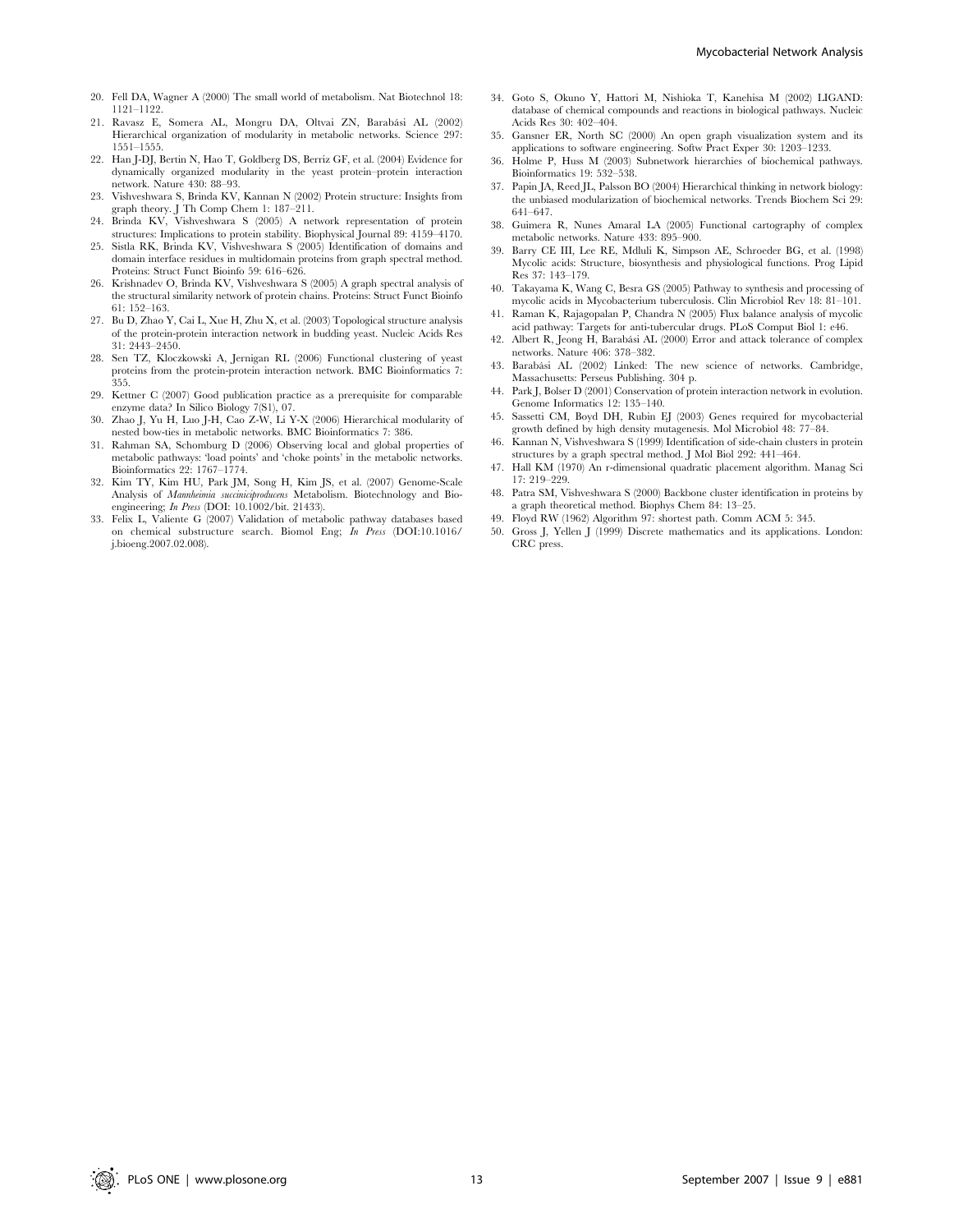20. Fell DA, Wagner A (2000) The small world of metabolism. Nat Biotechnol 18: 1121–1122.
21. Ravasz E, Somera AL, Mongru DA, Oltvai ZN, Barabási AL (2002) Hierarchical organization of modularity in metabolic networks. Science 297: 1551–1555.
22. Han J-DJ, Bertin N, Hao T, Goldberg DS, Berriz GF, et al. (2004) Evidence for dynamically organized modularity in the yeast protein–protein interaction network. Nature 430: 88–93.
23. Vishveshwara S, Brinda KV, Kannan N (2002) Protein structure: Insights from graph theory. J Th Comp Chem 1: 187–211.
24. Brinda KV, Vishveshwara S (2005) A network representation of protein structures: Implications to protein stability. Biophysical Journal 89: 4159–4170.
25. Sistla RK, Brinda KV, Vishveshwara S (2005) Identification of domains and domain interface residues in multidomain proteins from graph spectral method. Proteins: Struct Funct Bioinfo 59: 616–626.
26. Krishnadev O, Brinda KV, Vishveshwara S (2005) A graph spectral analysis of the structural similarity network of protein chains. Proteins: Struct Funct Bioinfo 61: 152–163.
27. Bu D, Zhao Y, Cai L, Xue H, Zhu X, et al. (2003) Topological structure analysis of the protein-protein interaction network in budding yeast. Nucleic Acids Res 31: 2443–2450.
28. Sen TZ, Kloczkowski A, Jernigan RL (2006) Functional clustering of yeast proteins from the protein-protein interaction network. BMC Bioinformatics 7: 355.
29. Kettner C (2007) Good publication practice as a prerequisite for comparable enzyme data? In Silico Biology 7(S1), 07.
30. Zhao J, Yu H, Luo J-H, Cao Z-W, Li Y-X (2006) Hierarchical modularity of nested bow-ties in metabolic networks. BMC Bioinformatics 7: 386.
31. Rahman SA, Schomburg D (2006) Observing local and global properties of metabolic pathways: 'load points' and 'choke points' in the metabolic networks. Bioinformatics 22: 1767–1774.
32. Kim TY, Kim HU, Park JM, Song H, Kim JS, et al. (2007) Genome-Scale Analysis of *Mannheimia succiniciproducens* Metabolism. Biotechnology and Bioengineering; *In Press* (DOI: 10.1002/bit. 21433).
33. Felix L, Valiente G (2007) Validation of metabolic pathway databases based on chemical substructure search. Biomol Eng; *In Press* (DOI:10.1016/j.bioeng.2007.02.008).
34. Goto S, Okuno Y, Hattori M, Nishioka T, Kanehisa M (2002) LIGAND: database of chemical compounds and reactions in biological pathways. Nucleic Acids Res 30: 402–404.
35. Gansner ER, North SC (2000) An open graph visualization system and its applications to software engineering. Softw Pract Exper 30: 1203–1233.
36. Holme P, Huss M (2003) Subnetwork hierarchies of biochemical pathways. Bioinformatics 19: 532–538.
37. Papin JA, Reed JL, Palsson BO (2004) Hierarchical thinking in network biology: the unbiased modularization of biochemical networks. Trends Biochem Sci 29: 641–647.
38. Guimera R, Nunes Amaral LA (2005) Functional cartography of complex metabolic networks. Nature 433: 895–900.
39. Barry CE III, Lee RE, Mdluli K, Simpson AE, Schroeder BG, et al. (1998) Mycolic acids: Structure, biosynthesis and physiological functions. Prog Lipid Res 37: 143–179.
40. Takayama K, Wang C, Besra GS (2005) Pathway to synthesis and processing of mycolic acids in Mycobacterium tuberculosis. Clin Microbiol Rev 18: 81–101.
41. Raman K, Rajagopalan P, Chandra N (2005) Flux balance analysis of mycolic acid pathway: Targets for anti-tubercular drugs. PLoS Comput Biol 1: e46.
42. Albert R, Jeong H, Barabási AL (2000) Error and attack tolerance of complex networks. Nature 406: 378–382.
43. Barabási AL (2002) Linked: The new science of networks. Cambridge, Massachusetts: Perseus Publishing. 304 p.
44. Park J, Bolser D (2001) Conservation of protein interaction network in evolution. Genome Informatics 12: 135–140.
45. Sassetti CM, Boyd DH, Rubin EJ (2003) Genes required for mycobacterial growth defined by high density mutagenesis. Mol Microbiol 48: 77–84.
46. Kannan N, Vishveshwara S (1999) Identification of side-chain clusters in protein structures by a graph spectral method. J Mol Biol 292: 441–464.
47. Hall KM (1970) An r-dimensional quadratic placement algorithm. Manag Sci 17: 219–229.
48. Patra SM, Vishveshwara S (2000) Backbone cluster identification in proteins by a graph theoretical method. Biophys Chem 84: 13–25.
49. Floyd RW (1962) Algorithm 97: shortest path. Comm ACM 5: 345.
50. Gross J, Yellen J (1999) Discrete mathematics and its applications. London: CRC press.